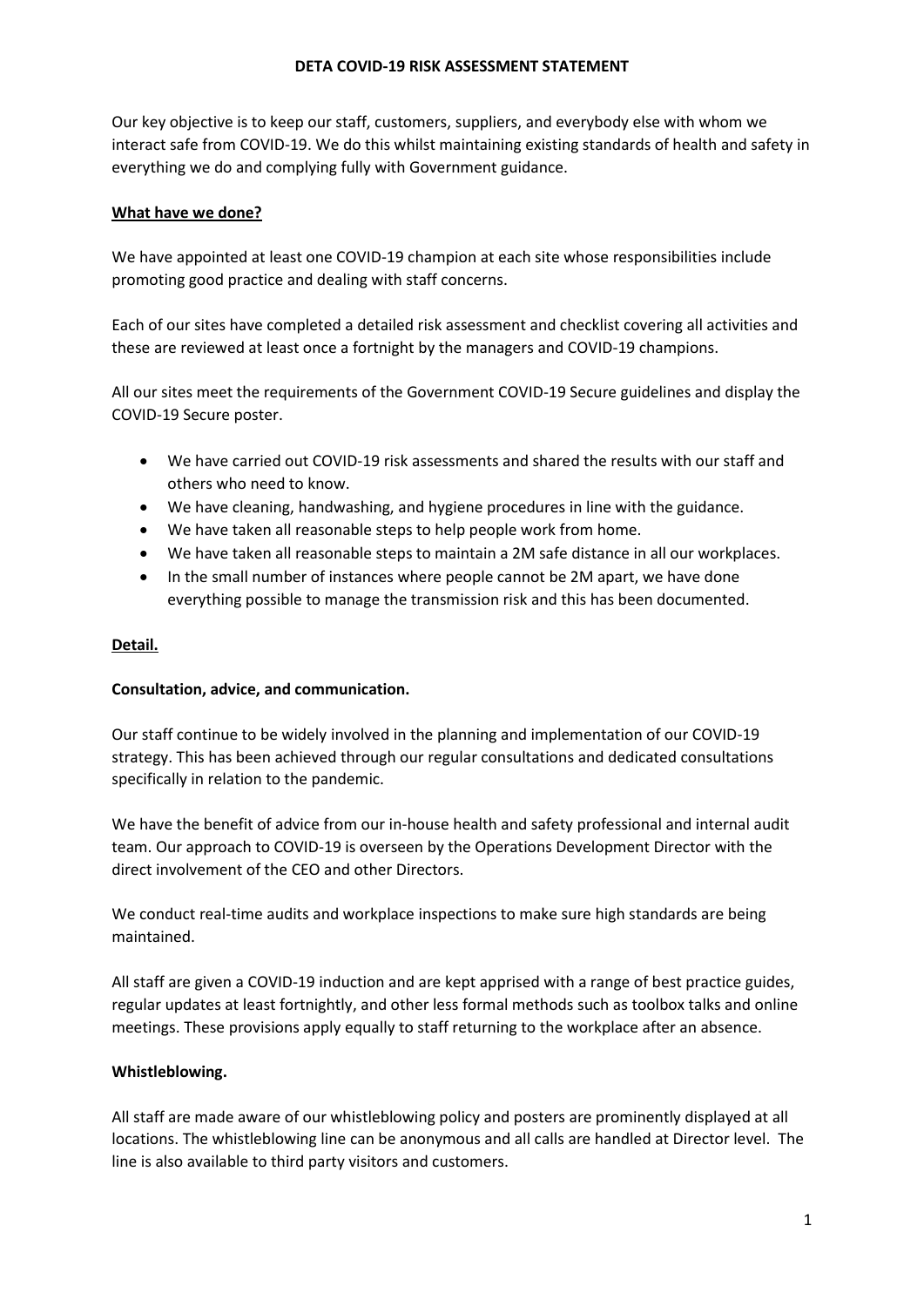# DETA COVID-19 RISK ASSESSMENT STATEMENT

Our key objective is to keep our staff, customers, suppliers, and everybody else with whom we interact safe from COVID-19. We do this whilst maintaining existing standards of health and safety in everything we do and complying fully with Government guidance.

## What have we done?

We have appointed at least one COVID-19 champion at each site whose responsibilities include promoting good practice and dealing with staff concerns.

Each of our sites have completed a detailed risk assessment and checklist covering all activities and these are reviewed at least once a fortnight by the managers and COVID-19 champions.

All our sites meet the requirements of the Government COVID-19 Secure guidelines and display the COVID-19 Secure poster.

- We have carried out COVID-19 risk assessments and shared the results with our staff and others who need to know.
- We have cleaning, handwashing, and hygiene procedures in line with the guidance.
- We have taken all reasonable steps to help people work from home.
- We have taken all reasonable steps to maintain a 2M safe distance in all our workplaces.
- In the small number of instances where people cannot be 2M apart, we have done everything possible to manage the transmission risk and this has been documented.

## Detail.

### Consultation, advice, and communication.

Our staff continue to be widely involved in the planning and implementation of our COVID-19 strategy. This has been achieved through our regular consultations and dedicated consultations specifically in relation to the pandemic.

We have the benefit of advice from our in-house health and safety professional and internal audit team. Our approach to COVID-19 is overseen by the Operations Development Director with the direct involvement of the CEO and other Directors.

We conduct real-time audits and workplace inspections to make sure high standards are being maintained.

All staff are given a COVID-19 induction and are kept apprised with a range of best practice guides, regular updates at least fortnightly, and other less formal methods such as toolbox talks and online meetings. These provisions apply equally to staff returning to the workplace after an absence.

### Whistleblowing.

All staff are made aware of our whistleblowing policy and posters are prominently displayed at all locations. The whistleblowing line can be anonymous and all calls are handled at Director level. The line is also available to third party visitors and customers.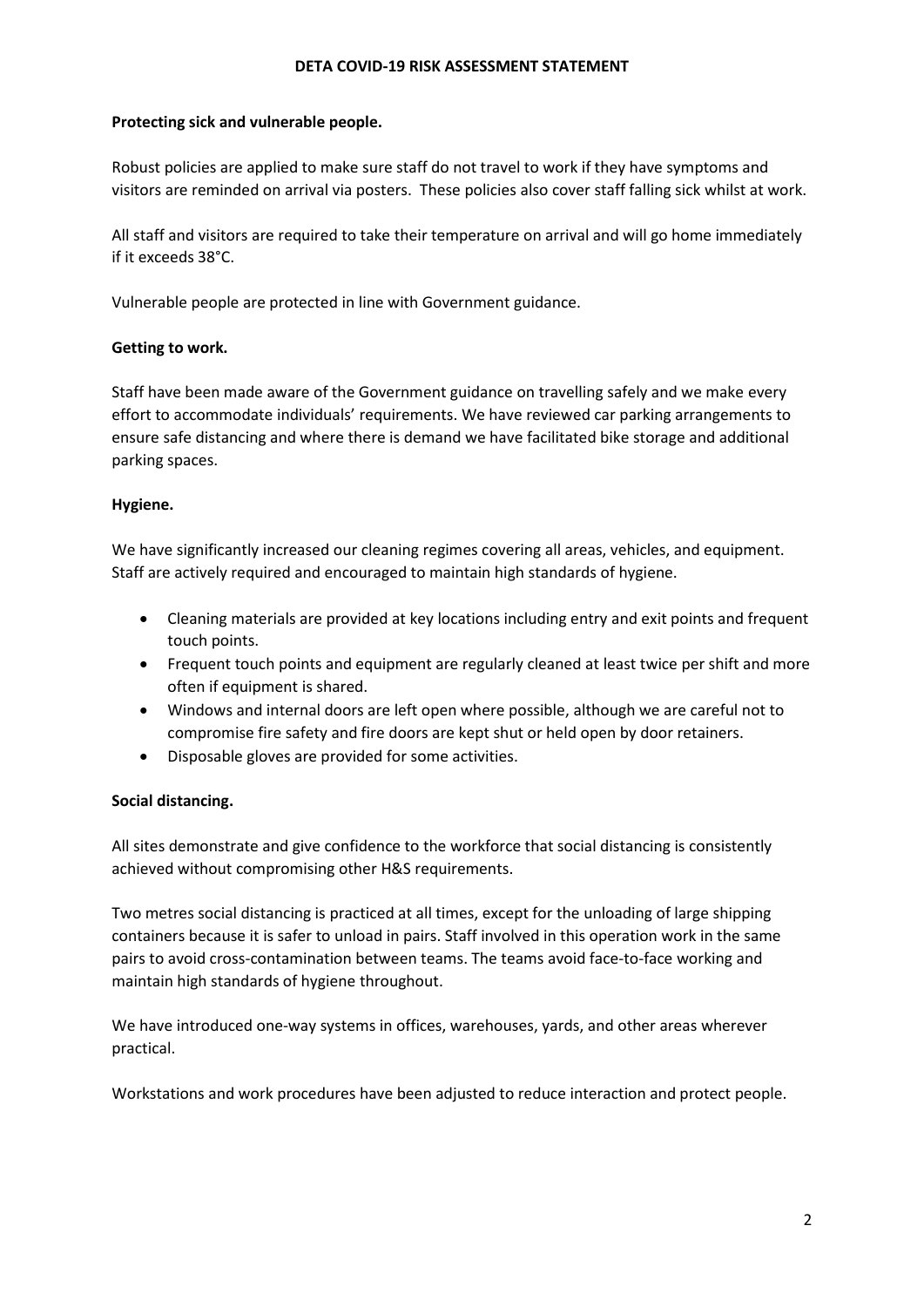# DETA COVID-19 RISK ASSESSMENT STATEMENT

**Protecting sick and vulnerable people.**

Robust policies are applied to make sure staff do not travel to work if they have symptoms and visitors are reminded on arrival via posters. These policies also cover staff falling sick whilst at work.

All staff and visitors are required to take their temperature on arrival and will go home immediately if it exceeds 38°C.

Vulnerable people are protected in line with Government guidance.

**Getting to work.**

Staff have been made aware of the Government guidance on travelling safely and we make every effort to accommodate individuals' requirements. We have reviewed car parking arrangements to ensure safe distancing and where there is demand we have facilitated bike storage and additional parking spaces.

**Hygiene.**

We have significantly increased our cleaning regimes covering all areas, vehicles, and equipment. Staff are actively required and encouraged to maintain high standards of hygiene.

- Cleaning materials are provided at key locations including entry and exit points and frequent touch points.
- Frequent touch points and equipment are regularly cleaned at least twice per shift and more often if equipment is shared.
- Windows and internal doors are left open where possible, although we are careful not to compromise fire safety and fire doors are kept shut or held open by door retainers.
- Disposable gloves are provided for some activities.

**Social distancing.**

All sites demonstrate and give confidence to the workforce that social distancing is consistently achieved without compromising other H&S requirements.

Two metres social distancing is practiced at all times, except for the unloading of large shipping containers because it is safer to unload in pairs. Staff involved in this operation work in the same pairs to avoid cross-contamination between teams. The teams avoid face-to-face working and maintain high standards of hygiene throughout.

We have introduced one-way systems in offices, warehouses, yards, and other areas wherever practical.

Workstations and work procedures have been adjusted to reduce interaction and protect people.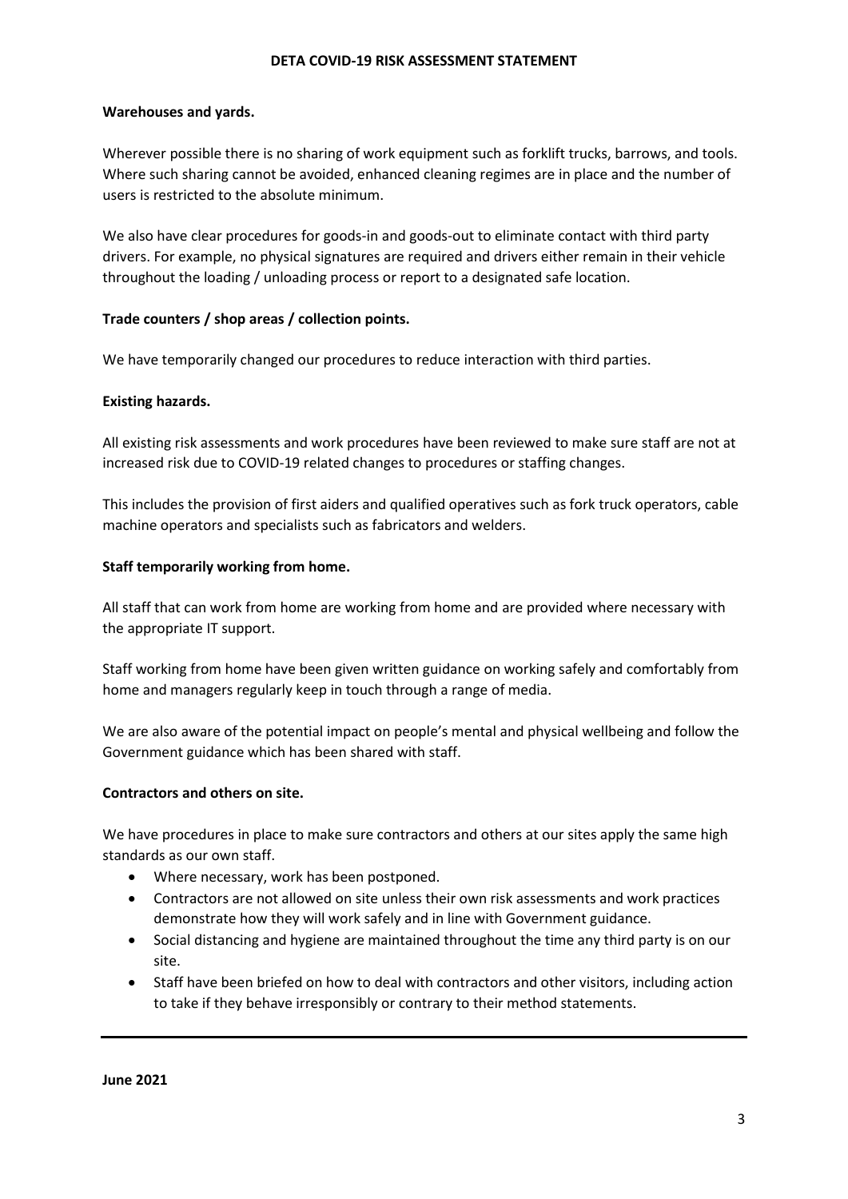**Warehouses and yards.**

Wherever possible there is no sharing of work equipment such as forklift trucks, barrows, and tools. Where such sharing cannot be avoided, enhanced cleaning regimes are in place and the number of users is restricted to the absolute minimum.

We also have clear procedures for goods-in and goods-out to eliminate contact with third party drivers. For example, no physical signatures are required and drivers either remain in their vehicle throughout the loading / unloading process or report to a designated safe location.

**Trade counters / shop areas / collection points.**

We have temporarily changed our procedures to reduce interaction with third parties.

**Existing hazards.**

All existing risk assessments and work procedures have been reviewed to make sure staff are not at increased risk due to COVID-19 related changes to procedures or staffing changes.

This includes the provision of first aiders and qualified operatives such as fork truck operators, cable machine operators and specialists such as fabricators and welders.

**Staff temporarily working from home.**

All staff that can work from home are working from home and are provided where necessary with the appropriate IT support.

Staff working from home have been given written guidance on working safely and comfortably from home and managers regularly keep in touch through a range of media.

We are also aware of the potential impact on people's mental and physical wellbeing and follow the Government guidance which has been shared with staff.

**Contractors and others on site.**

We have procedures in place to make sure contractors and others at our sites apply the same high standards as our own staff.

- Where necessary, work has been postponed.
- Contractors are not allowed on site unless their own risk assessments and work practices demonstrate how they will work safely and in line with Government guidance.
- Social distancing and hygiene are maintained throughout the time any third party is on our site.
- Staff have been briefed on how to deal with contractors and other visitors, including action to take if they behave irresponsibly or contrary to their method statements.

---

**June 2021**